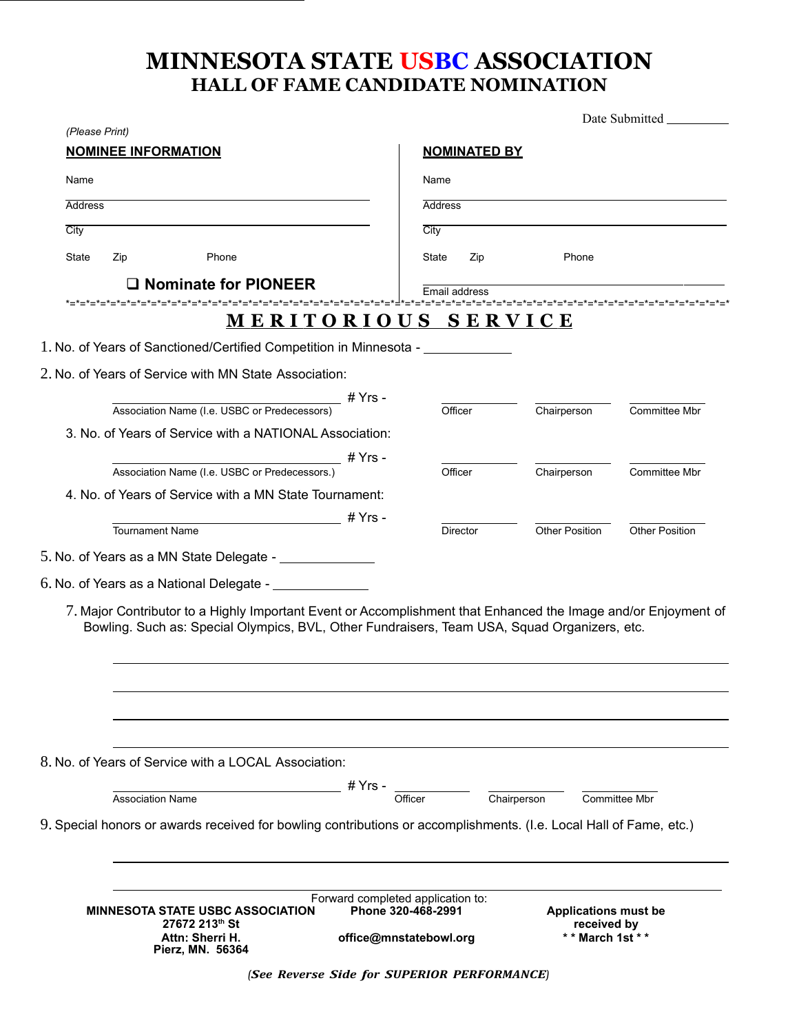# MINNESOTA STATE USBC ASSOCIATION
## HALL OF FAME CANDIDATE NOMINATION

Date Submitted __________

*(Please Print)*

**NOMINEE INFORMATION**

Name ______________________________

Address ______________________________

City ______________________________

State Zip Phone

❑ **Nominate for PIONEER**

**NOMINATED BY**

Name ______________________________

Address ______________________________

City ______________________________

State Zip Phone

Email address ______________________________

*=*=*=*=*=*=*=*=*=*=*=*=*=*=*=*=*=*=*=*=*=*=*=*=*=*=*=*=*=*=*=*=*=*=*=*=*=*=*=*=*=*=*=*=*=*=*=*=*=*=*=*=*=*=*=*=*=*=*=*

## MERITORIOUS SERVICE

1. No. of Years of Sanctioned/Certified Competition in Minnesota - ____________

2. No. of Years of Service with MN State Association:

   ______________________ # Yrs - ________ ________ ________
   Association Name (I.e. USBC or Predecessors) — Officer — Chairperson — Committee Mbr

3. No. of Years of Service with a NATIONAL Association:

   ______________________ # Yrs - ________ ________ ________
   Association Name (I.e. USBC or Predecessors.) — Officer — Chairperson — Committee Mbr

4. No. of Years of Service with a MN State Tournament:

   ______________________ # Yrs - ________ ________ ________
   Tournament Name — Director — Other Position — Other Position

5. No. of Years as a MN State Delegate - ____________

6. No. of Years as a National Delegate - ____________

7. Major Contributor to a Highly Important Event or Accomplishment that Enhanced the Image and/or Enjoyment of Bowling. Such as: Special Olympics, BVL, Other Fundraisers, Team USA, Squad Organizers, etc.

   ______________________________________________

   ______________________________________________

   ______________________________________________

   ______________________________________________

8. No. of Years of Service with a LOCAL Association:

   ______________________ # Yrs - ________ ________ ________
   Association Name — Officer — Chairperson — Committee Mbr

9. Special honors or awards received for bowling contributions or accomplishments. (I.e. Local Hall of Fame, etc.)

   ______________________________________________

   ______________________________________________

Forward completed application to:

**MINNESOTA STATE USBC ASSOCIATION**
**27672 213th St**
**Attn: Sherri H.**
**Pierz, MN. 56364**

**Phone 320-468-2991**

**office@mnstatebowl.org**

**Applications must be received by**
**\* \* March 1st \* \***

*(See Reverse Side for SUPERIOR PERFORMANCE)*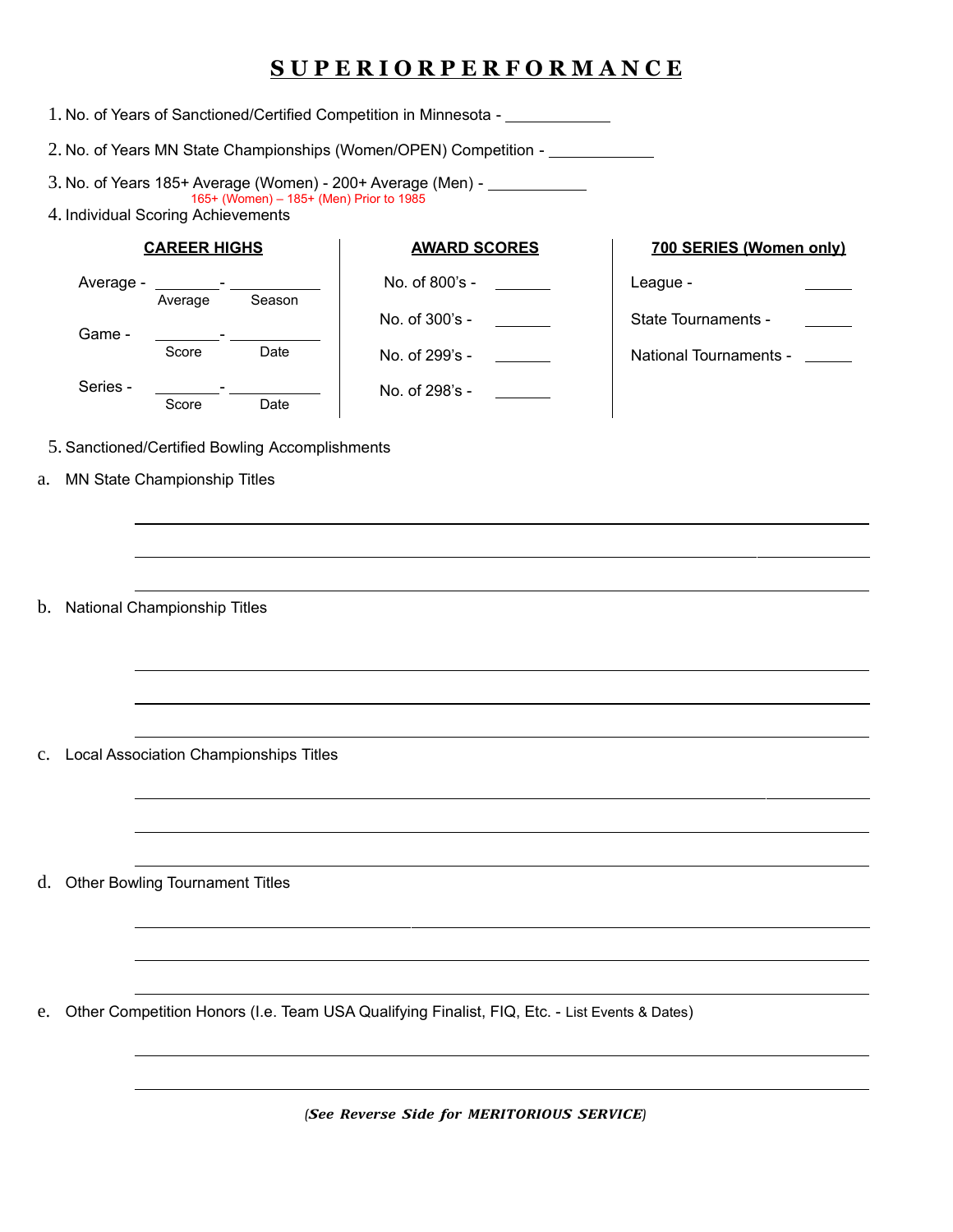# S U P E R I O R P E R F O R M A N C E

1. No. of Years of Sanctioned/Certified Competition in Minnesota - ____________

2. No. of Years MN State Championships (Women/OPEN) Competition - ____________

3. No. of Years 185+ Average (Women) - 200+ Average (Men) - ____________
   165+ (Women) – 185+ (Men) Prior to 1985

4. Individual Scoring Achievements

| CAREER HIGHS | | AWARD SCORES | | 700 SERIES (Women only) | |
|---|---|---|---|---|---|
| Average - | ________ - ________ (Average / Season) | No. of 800's - | ______ | League - | ______ |
| Game - | ________ - ________ (Score / Date) | No. of 300's - | ______ | State Tournaments - | ______ |
| Series - | ________ - ________ (Score / Date) | No. of 299's - | ______ | National Tournaments - | ______ |
| | | No. of 298's - | ______ | | |

5. Sanctioned/Certified Bowling Accomplishments

a. MN State Championship Titles

________________________________________

________________________________________

________________________________________

b. National Championship Titles

________________________________________

________________________________________

________________________________________

c. Local Association Championships Titles

________________________________________

________________________________________

________________________________________

d. Other Bowling Tournament Titles

________________________________________

________________________________________

________________________________________

e. Other Competition Honors (I.e. Team USA Qualifying Finalist, FIQ, Etc. - List Events & Dates)

________________________________________

________________________________________

*(See Reverse Side for MERITORIOUS SERVICE)*